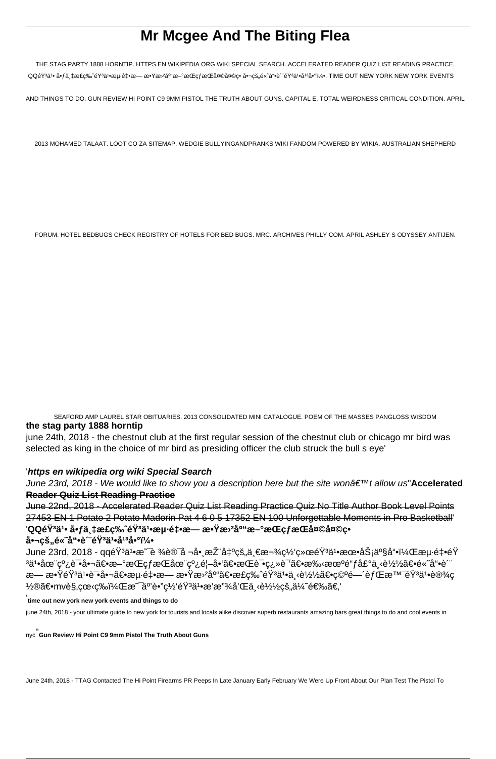# Mr Mcgee And The Biting Flea

THE STAG PARTY 1888 HORNTIP. HTTPS EN WIKIPEDIA ORG WIKI SPECIAL SEARCH. ACCELERATED READER QUIZ LIST READING PRACTICE. QQéŸ³ä¹• å•ƒä¸‡æ£ç‰ˆéŸ³ä¹•æµ·é‡•æ— æ•Ÿæ›²åº"æ–°æŒçƒæŒå¤©å¤©ç• å•¬çš„é«˜å"•è´¨éŸ³ä¹•å¹³å•°ï¼•. TIME OUT NEW YORK NEW YORK EVENTS AND THINGS TO DO. GUN REVIEW HI POINT C9 9MM PISTOL THE TRUTH ABOUT GUNS. CAPITAL E. TOTAL WEIRDNESS CRITICAL CONDITION. APRIL 2013 MOHAMED TALAAT. LOOT CO ZA SITEMAP. WEDGIE BULLYINGANDPRANKS WIKI FANDOM POWERED BY WIKIA. AUSTRALIAN SHEPHERD FORUM. HOTEL BEDBUGS CHECK REGISTRY OF HOTELS FOR BED BUGS. MRC. ARCHIVES PHILLY COM. APRIL ASHLEY S ODYSSEY ANTIJEN. SEAFORD AMP LAUREL STAR OBITUARIES. 2013 CONSOLIDATED MINI CATALOGUE. POEM OF THE MASSES PANGLOSS WISDOM

**the stag party 1888 horntip**

june 24th, 2018 - the chestnut club at the first regular session of the chestnut club or chicago mr bird was selected as king in the choice of mr bird as presiding officer the club struck the bull s eye'

'***https en wikipedia org wiki Special Search***

*June 23rd, 2018 - We would like to show you a description here but the site wonâ€™t allow us*''~~**Accelerated Reader Quiz List Reading Practice**~~

~~June 22nd, 2018 - Accelerated Reader Quiz List Reading Practice Quiz No Title Author Book Level Points 27453 EN 1 Potato 2 Potato Madorin Pat 4 6 0 5 17352 EN 100 Unforgettable Moments in Pro Basketball~~'

'**QQéŸ³ä¹• å•ƒä¸‡æ£ç‰ˆéŸ³ä¹•æµ·é‡•æ— æ•Ÿæ›²åº"æ–°æŒçƒæŒå¤©å¤©ç• å•¬çš„é«˜å"•è´¨éŸ³ä¹•å¹³å•°ï¼•**

June 23rd, 2018 - qqéŸ³ä¹•æ˜¯è ¾è®¯å ¬å•¸æŽ¨å‡ºçš„ä¸€æ¬¾ç½'ç»œéŸ³ä¹•æœ•åŠ¡äº§å"•ï¼Œæµ·é‡•éŸ³ä¹•åœ¨çº¿è¯•å•¬ã€•æ–°æŒçƒæŒåœ¨çº¿é¦–å•'ã€•æŒè¯•ç¿»è¯'ã€•æ‰‹æœºé"ƒå£°ä¸‹è½½ã€•é«˜å"•è´¨æ— æ•ŸéŸ³ä¹•è¯•å•¬ã€•æµ·é‡•æ— æ•Ÿæ›²åº"ã€•æ£ç‰ˆéŸ³ä¹•ä¸‹è½½ã€•ç©ºé—´èƒŒæ™¯éŸ³ä¹•è®¾ç½®ã€•mvè§‚çœ‹ç‰ï¼Œæ˜¯äº'è•"ç½'éŸ³ä¹•æ'æ"¾å'Œä¸‹è½½çš„ä¼˜é€‰ã€‚'

'**time out new york new york events and things to do**

june 24th, 2018 - your ultimate guide to new york for tourists and locals alike discover superb restaurants amazing bars great things to do and cool events in nyc''**Gun Review Hi Point C9 9mm Pistol The Truth About Guns**

June 24th, 2018 - TTAG Contacted The Hi Point Firearms PR Peeps In Late January Early February We Were Up Front About Our Plan Test The Pistol To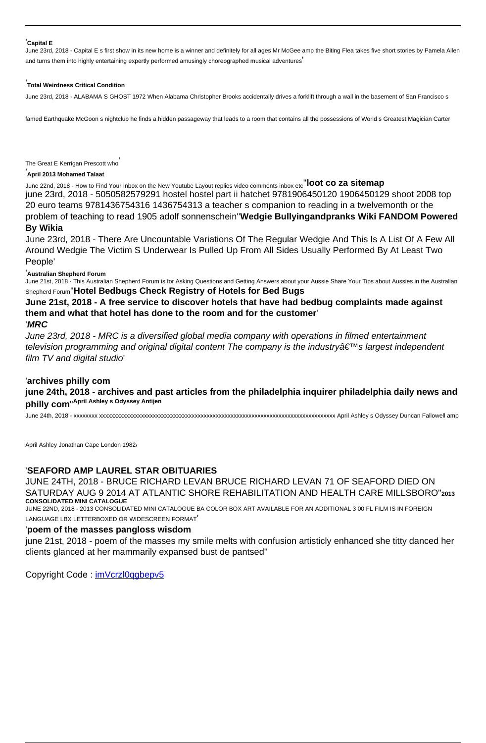'**Capital E**
June 23rd, 2018 - Capital E s first show in its new home is a winner and definitely for all ages Mr McGee amp the Biting Flea takes five short stories by Pamela Allen and turns them into highly entertaining expertly performed amusingly choreographed musical adventures'

'**Total Weirdness Critical Condition**
June 23rd, 2018 - ALABAMA S GHOST 1972 When Alabama Christopher Brooks accidentally drives a forklift through a wall in the basement of San Francisco s famed Earthquake McGoon s nightclub he finds a hidden passageway that leads to a room that contains all the possessions of World s Greatest Magician Carter The Great E Kerrigan Prescott who'

'**April 2013 Mohamed Talaat**
June 22nd, 2018 - How to Find Your Inbox on the New Youtube Layout replies video comments inbox etc''**loot co za sitemap**
june 23rd, 2018 - 5050582579291 hostel hostel part ii hatchet 9781906450120 1906450129 shoot 2008 top 20 euro teams 9781436754316 1436754313 a teacher s companion to reading in a twelvemonth or the problem of teaching to read 1905 adolf sonnenschein''**Wedgie Bullyingandpranks Wiki FANDOM Powered By Wikia**
June 23rd, 2018 - There Are Uncountable Variations Of The Regular Wedgie And This Is A List Of A Few All Around Wedgie The Victim S Underwear Is Pulled Up From All Sides Usually Performed By At Least Two People'

'**Australian Shepherd Forum**
June 21st, 2018 - This Australian Shepherd Forum is for Asking Questions and Getting Answers about your Aussie Share Your Tips about Aussies in the Australian Shepherd Forum''**Hotel Bedbugs Check Registry of Hotels for Bed Bugs**
**June 21st, 2018 - A free service to discover hotels that have had bedbug complaints made against them and what that hotel has done to the room and for the customer**'
'***MRC***
*June 23rd, 2018 - MRC is a diversified global media company with operations in filmed entertainment television programming and original digital content The company is the industryâ€™s largest independent film TV and digital studio*'

'**archives philly com**
**june 24th, 2018 - archives and past articles from the philadelphia inquirer philadelphia daily news and philly com**''**April Ashley s Odyssey Antijen**
June 24th, 2018 - xxxxxxxx xxxxxxxxxxxxxxxxxxxxxxxxxxxxxxxxxxxxxxxxxxxxxxxxxxxxxxxxxxxxxxxxxxxxxxxxxxxxxxxx April Ashley s Odyssey Duncan Fallowell amp April Ashley Jonathan Cape London 1982'

'**SEAFORD AMP LAUREL STAR OBITUARIES**
JUNE 24TH, 2018 - BRUCE RICHARD LEVAN BRUCE RICHARD LEVAN 71 OF SEAFORD DIED ON SATURDAY AUG 9 2014 AT ATLANTIC SHORE REHABILITATION AND HEALTH CARE MILLSBORO''**2013 CONSOLIDATED MINI CATALOGUE**
JUNE 22ND, 2018 - 2013 CONSOLIDATED MINI CATALOGUE BA COLOR BOX ART AVAILABLE FOR AN ADDITIONAL 3 00 FL FILM IS IN FOREIGN LANGUAGE LBX LETTERBOXED OR WIDESCREEN FORMAT'
'**poem of the masses pangloss wisdom**
june 21st, 2018 - poem of the masses my smile melts with confusion artisticly enhanced she titty danced her clients glanced at her mammarily expansed bust de pantsed''

Copyright Code : imVcrzl0qgbepv5